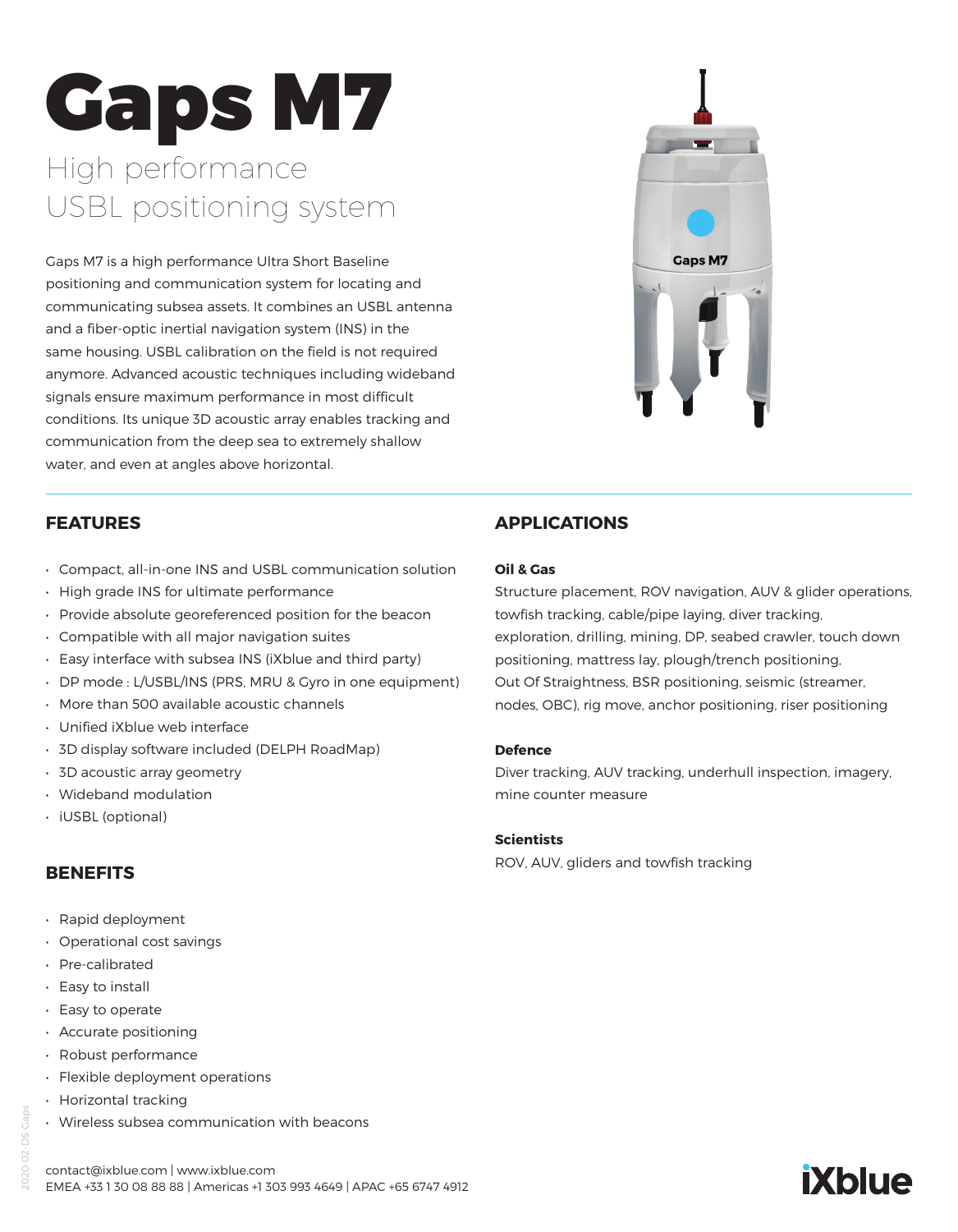# Gaps M7

## High performance USBL positioning system

Gaps M7 is a high performance Ultra Short Baseline positioning and communication system for locating and communicating subsea assets. It combines an USBL antenna and a fiber-optic inertial navigation system (INS) in the same housing. USBL calibration on the field is not required anymore. Advanced acoustic techniques including wideband signals ensure maximum performance in most difficult conditions. Its unique 3D acoustic array enables tracking and communication from the deep sea to extremely shallow water, and even at angles above horizontal.

## FEATURES

- Compact, all-in-one INS and USBL communication solution
- High grade INS for ultimate performance
- Provide absolute georeferenced position for the beacon
- Compatible with all major navigation suites
- Easy interface with subsea INS (iXblue and third party)
- DP mode : L/USBL/INS (PRS, MRU & Gyro in one equipment)
- More than 500 available acoustic channels
- Unified iXblue web interface
- 3D display software included (DELPH RoadMap)
- 3D acoustic array geometry
- Wideband modulation
- iUSBL (optional)

## BENEFITS

- Rapid deployment
- Operational cost savings
- Pre-calibrated
- Easy to install
- Easy to operate
- Accurate positioning
- Robust performance
- Flexible deployment operations
- Horizontal tracking
- Wireless subsea communication with beacons

## APPLICATIONS

**Oil & Gas**

Structure placement, ROV navigation, AUV & glider operations, towfish tracking, cable/pipe laying, diver tracking, exploration, drilling, mining, DP, seabed crawler, touch down positioning, mattress lay, plough/trench positioning, Out Of Straightness, BSR positioning, seismic (streamer, nodes, OBC), rig move, anchor positioning, riser positioning

**Defence**

Diver tracking, AUV tracking, underhull inspection, imagery, mine counter measure

**Scientists**

ROV, AUV, gliders and towfish tracking

contact@ixblue.com | www.ixblue.com
EMEA +33 1 30 08 88 88 | Americas +1 303 993 4649 | APAC +65 6747 4912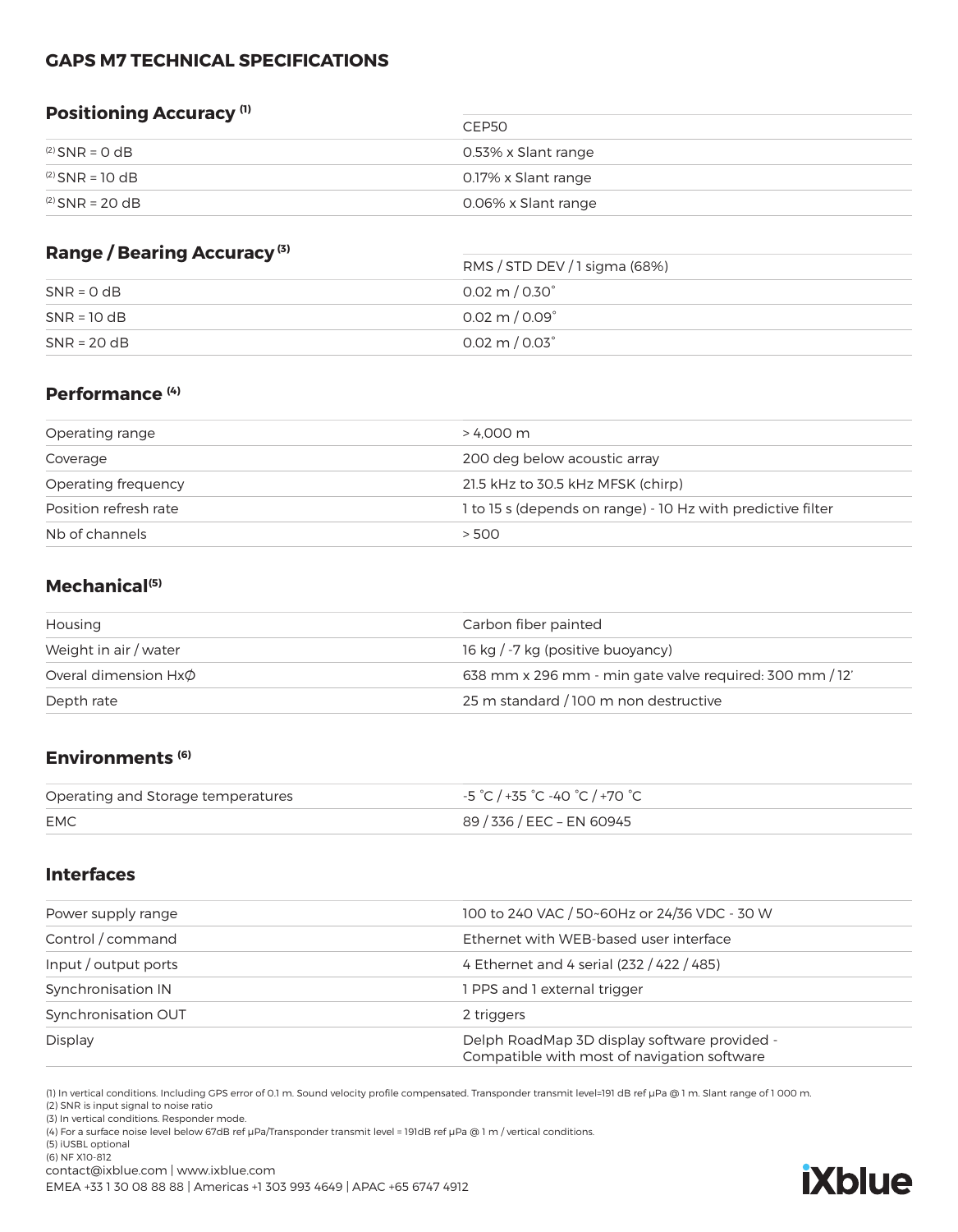# GAPS M7 TECHNICAL SPECIFICATIONS

## Positioning Accuracy [1]

| | CEP50 |
|---|---|
| [2] SNR = 0 dB | 0.53% x Slant range |
| [2] SNR = 10 dB | 0.17% x Slant range |
| [2] SNR = 20 dB | 0.06% x Slant range |

## Range / Bearing Accuracy [3]

| | RMS / STD DEV / 1 sigma (68%) |
|---|---|
| SNR = 0 dB | 0.02 m / 0.30˚ |
| SNR = 10 dB | 0.02 m / 0.09˚ |
| SNR = 20 dB | 0.02 m / 0.03˚ |

## Performance [4]

| | |
|---|---|
| Operating range | > 4,000 m |
| Coverage | 200 deg below acoustic array |
| Operating frequency | 21.5 kHz to 30.5 kHz MFSK (chirp) |
| Position refresh rate | 1 to 15 s (depends on range) - 10 Hz with predictive filter |
| Nb of channels | > 500 |

## Mechanical[5]

| | |
|---|---|
| Housing | Carbon fiber painted |
| Weight in air / water | 16 kg / -7 kg (positive buoyancy) |
| Overal dimension HxØ | 638 mm x 296 mm - min gate valve required: 300 mm / 12' |
| Depth rate | 25 m standard / 100 m non destructive |

## Environments [6]

| | |
|---|---|
| Operating and Storage temperatures | -5 ˚C / +35 ˚C -40 ˚C / +70 ˚C |
| EMC | 89 / 336 / EEC – EN 60945 |

## Interfaces

| | |
|---|---|
| Power supply range | 100 to 240 VAC / 50~60Hz or 24/36 VDC - 30 W |
| Control / command | Ethernet with WEB-based user interface |
| Input / output ports | 4 Ethernet and 4 serial (232 / 422 / 485) |
| Synchronisation IN | 1 PPS and 1 external trigger |
| Synchronisation OUT | 2 triggers |
| Display | Delph RoadMap 3D display software provided - Compatible with most of navigation software |

(1) In vertical conditions. Including GPS error of 0.1 m. Sound velocity profile compensated. Transponder transmit level=191 dB ref µPa @ 1 m. Slant range of 1 000 m.
(2) SNR is input signal to noise ratio
(3) In vertical conditions. Responder mode.
(4) For a surface noise level below 67dB ref µPa/Transponder transmit level = 191dB ref µPa @ 1 m / vertical conditions.
(5) iUSBL optional
(6) NF X10-812

contact@ixblue.com | www.ixblue.com
EMEA +33 1 30 08 88 88 | Americas +1 303 993 4649 | APAC +65 6747 4912

iXblue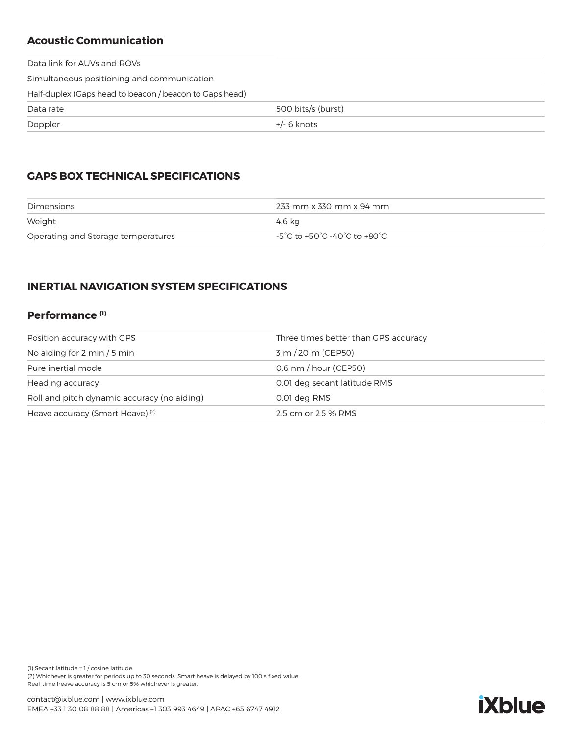## Acoustic Communication

| | |
|---|---|
| Data link for AUVs and ROVs | |
| Simultaneous positioning and communication | |
| Half-duplex (Gaps head to beacon / beacon to Gaps head) | |
| Data rate | 500 bits/s (burst) |
| Doppler | +/- 6 knots |

## GAPS BOX TECHNICAL SPECIFICATIONS

| | |
|---|---|
| Dimensions | 233 mm x 330 mm x 94 mm |
| Weight | 4.6 kg |
| Operating and Storage temperatures | -5˚C to +50˚C -40˚C to +80˚C |

## INERTIAL NAVIGATION SYSTEM SPECIFICATIONS

### Performance (1)

| | |
|---|---|
| Position accuracy with GPS | Three times better than GPS accuracy |
| No aiding for 2 min / 5 min | 3 m / 20 m (CEP50) |
| Pure inertial mode | 0.6 nm / hour (CEP50) |
| Heading accuracy | 0.01 deg secant latitude RMS |
| Roll and pitch dynamic accuracy (no aiding) | 0.01 deg RMS |
| Heave accuracy (Smart Heave) (2) | 2.5 cm or 2.5 % RMS |

(1) Secant latitude = 1 / cosine latitude
(2) Whichever is greater for periods up to 30 seconds. Smart heave is delayed by 100 s fixed value.
Real-time heave accuracy is 5 cm or 5% whichever is greater.

contact@ixblue.com | www.ixblue.com
EMEA +33 1 30 08 88 88 | Americas +1 303 993 4649 | APAC +65 6747 4912

iXblue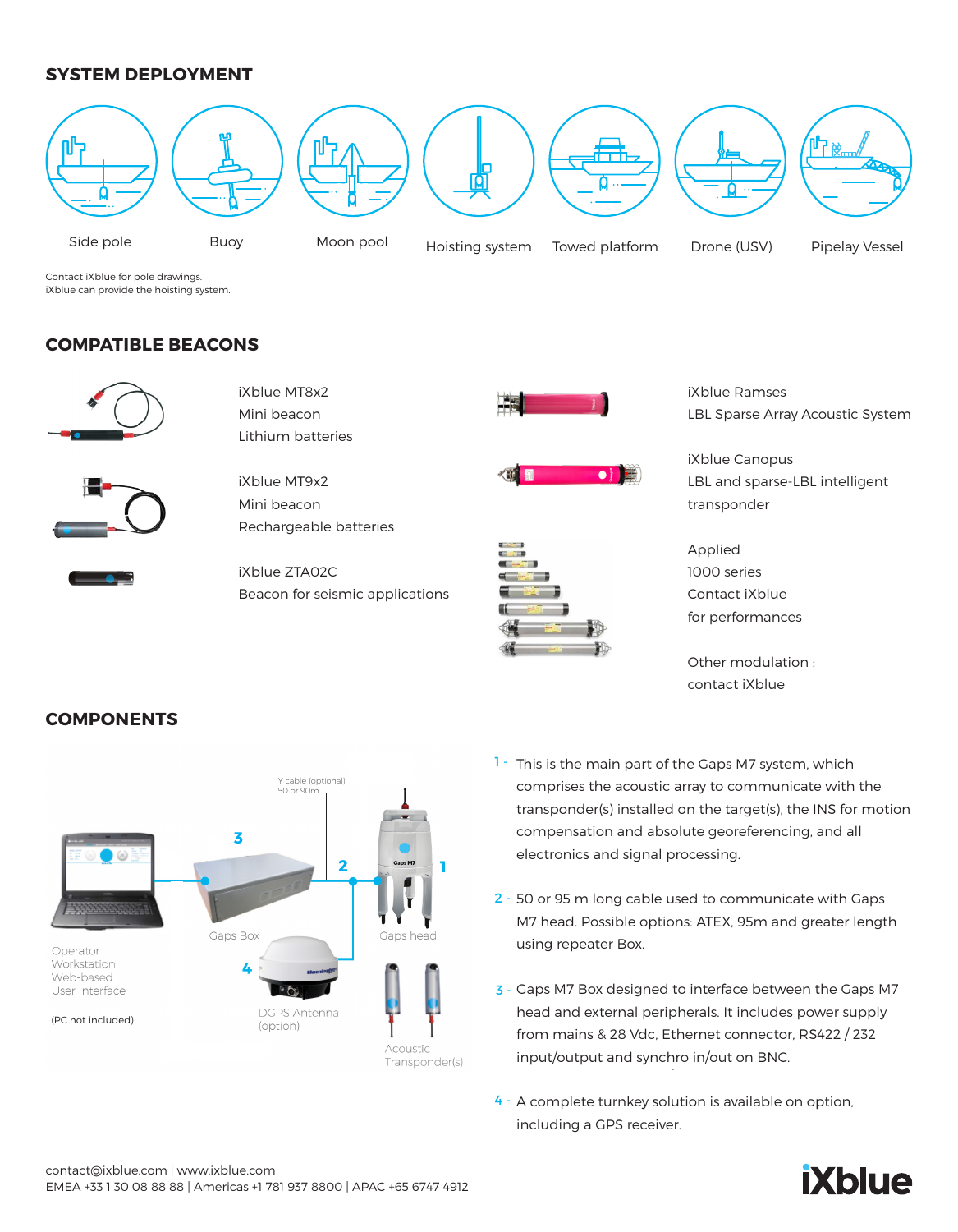## SYSTEM DEPLOYMENT

Side pole

Buoy

Moon pool

Hoisting system

Towed platform

Drone (USV)

Pipelay Vessel

Contact iXblue for pole drawings.
iXblue can provide the hoisting system.

## COMPATIBLE BEACONS

iXblue MT8x2
Mini beacon
Lithium batteries

iXblue MT9x2
Mini beacon
Rechargeable batteries

iXblue ZTA02C
Beacon for seismic applications

iXblue Ramses
LBL Sparse Array Acoustic System

iXblue Canopus
LBL and sparse-LBL intelligent transponder

Applied
1000 series
Contact iXblue
for performances

Other modulation :
contact iXblue

## COMPONENTS

Y cable (optional)
50 or 90m

Operator Workstation
Web-based User Interface

(PC not included)

3 Gaps Box

2

1 Gaps head

4 DGPS Antenna (option)

Acoustic Transponder(s)

1 - This is the main part of the Gaps M7 system, which comprises the acoustic array to communicate with the transponder(s) installed on the target(s), the INS for motion compensation and absolute georeferencing, and all electronics and signal processing.

2 - 50 or 95 m long cable used to communicate with Gaps M7 head. Possible options: ATEX, 95m and greater length using repeater Box.

3 - Gaps M7 Box designed to interface between the Gaps M7 head and external peripherals. It includes power supply from mains & 28 Vdc, Ethernet connector, RS422 / 232 input/output and synchro in/out on BNC.

4 - A complete turnkey solution is available on option, including a GPS receiver.

contact@ixblue.com | www.ixblue.com
EMEA +33 1 30 08 88 88 | Americas +1 781 937 8800 | APAC +65 6747 4912

iXblue